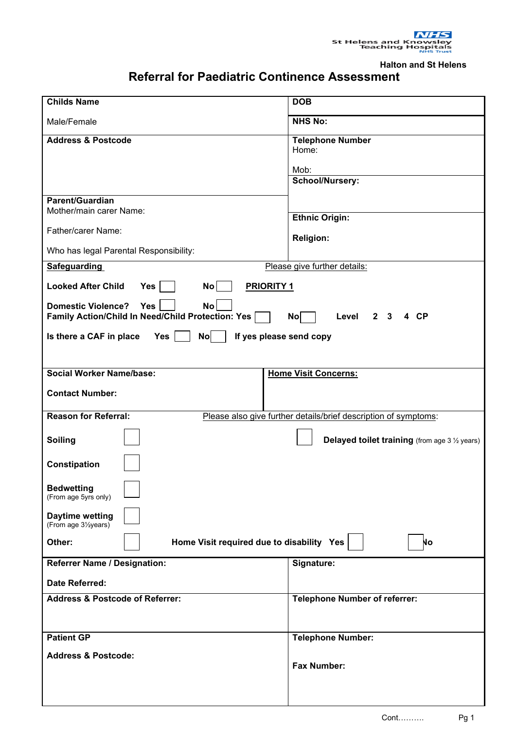St Helens and Knowsley Teaching Hospitals NHS Trust

**Halton and St Helens**

# Referral for Paediatric Continence Assessment

| | |
|---|---|
| **Childs Name**<br><br>Male/Female | **DOB**<br><br>**NHS No:** |
| **Address & Postcode** | **Telephone Number**<br>Home:<br><br>Mob:<br>**School/Nursery:** |
| **Parent/Guardian**<br>Mother/main carer Name:<br><br>Father/carer Name:<br><br>Who has legal Parental Responsibility: | **Ethnic Origin:**<br><br>**Religion:** |

**Safeguarding** — Please give further details:

**Looked After Child** Yes ☐ No ☐ **PRIORITY 1**

**Domestic Violence?** Yes ☐ No ☐

**Family Action/Child In Need/Child Protection: Yes** ☐ **No** ☐ **Level 2 3 4 CP**

**Is there a CAF in place** Yes ☐ No ☐ **If yes please send copy**

| | |
|---|---|
| **Social Worker Name/base:**<br><br>**Contact Number:** | **Home Visit Concerns:** |

**Reason for Referral:** Please also give further details/brief description of symptoms:

**Soiling** ☐ ☐ **Delayed toilet training** (from age 3 ½ years)

**Constipation** ☐

**Bedwetting** (From age 5yrs only) ☐

**Daytime wetting** (From age 3½years) ☐

**Other:** ☐ **Home Visit required due to disability Yes** ☐ ☐ **No**

| | |
|---|---|
| **Referrer Name / Designation:**<br><br>**Date Referred:** | **Signature:** |
| **Address & Postcode of Referrer:** | **Telephone Number of referrer:** |
| **Patient GP**<br><br>**Address & Postcode:** | **Telephone Number:**<br><br>**Fax Number:** |

Cont……….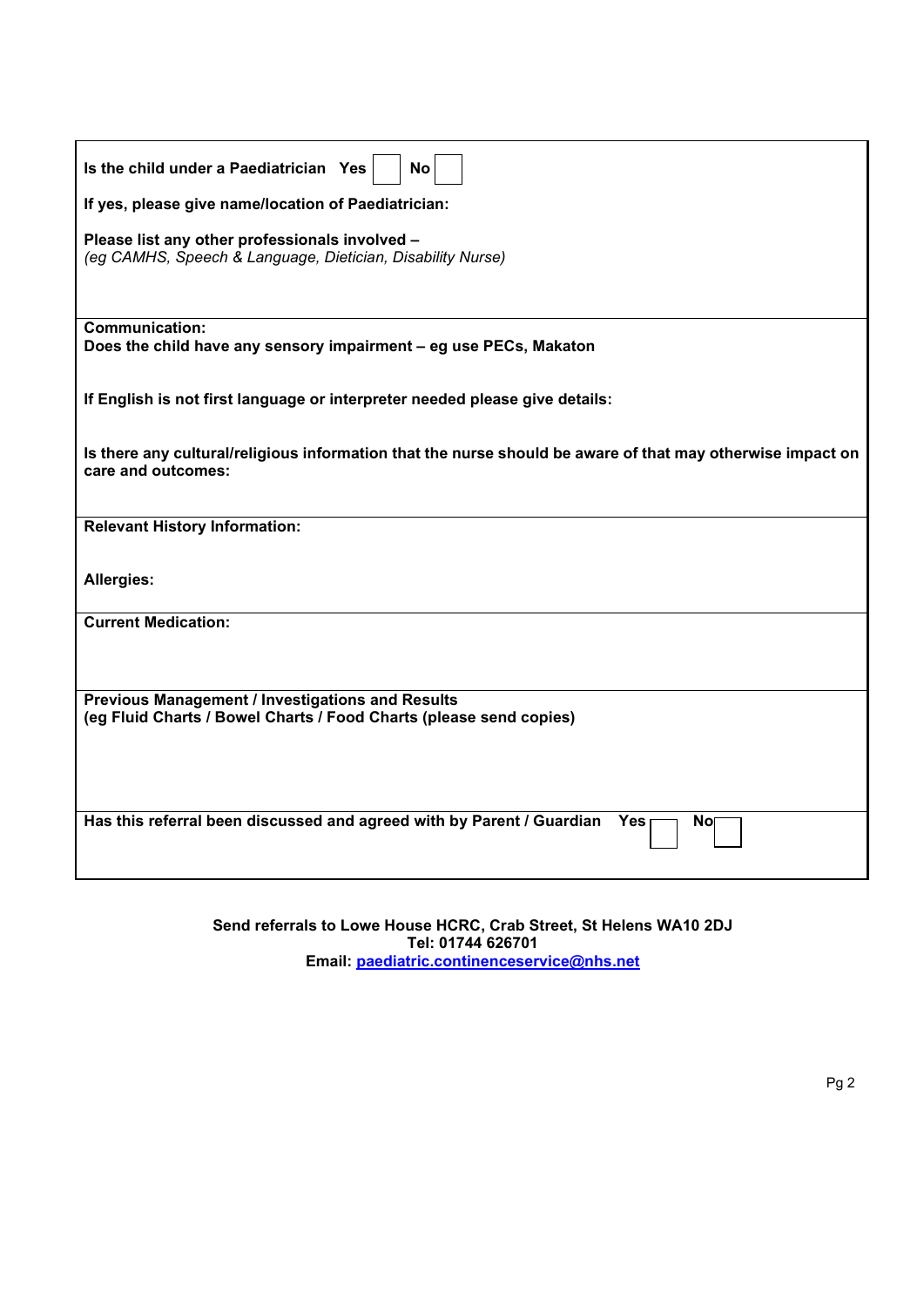**Is the child under a Paediatrician Yes ☐ No ☐**

**If yes, please give name/location of Paediatrician:**

**Please list any other professionals involved –**
*(eg CAMHS, Speech & Language, Dietician, Disability Nurse)*

---

**Communication:**
**Does the child have any sensory impairment – eg use PECs, Makaton**

**If English is not first language or interpreter needed please give details:**

**Is there any cultural/religious information that the nurse should be aware of that may otherwise impact on care and outcomes:**

---

**Relevant History Information:**

**Allergies:**

---

**Current Medication:**

---

**Previous Management / Investigations and Results**
**(eg Fluid Charts / Bowel Charts / Food Charts (please send copies)**

---

**Has this referral been discussed and agreed with by Parent / Guardian Yes ☐ No ☐**

---

**Send referrals to Lowe House HCRC, Crab Street, St Helens WA10 2DJ**
**Tel: 01744 626701**
**Email: paediatric.continenceservice@nhs.net**